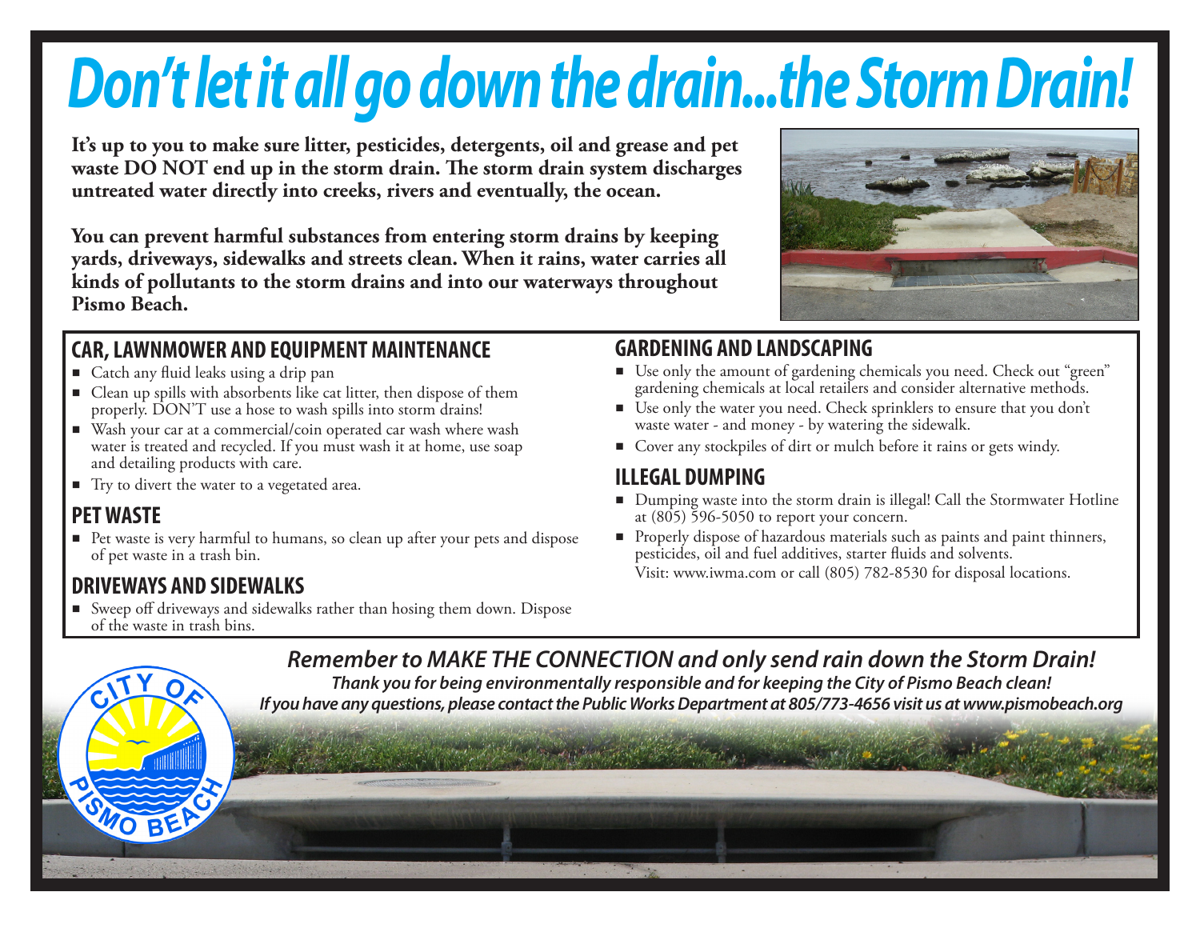# *Don't let it all go down the drain...the Storm Drain!*

**It's up to you to make sure litter, pesticides, detergents, oil and grease and pet waste DO NOT end up in the storm drain. The storm drain system discharges untreated water directly into creeks, rivers and eventually, the ocean.**

**You can prevent harmful substances from entering storm drains by keeping yards, driveways, sidewalks and streets clean. When it rains, water carries all kinds of pollutants to the storm drains and into our waterways throughout Pismo Beach.**

## CAR, LAWNMOWER AND EQUIPMENT MAINTENANCE

- Catch any fluid leaks using a drip pan
- Clean up spills with absorbents like cat litter, then dispose of them properly. DON'T use a hose to wash spills into storm drains!
- Wash your car at a commercial/coin operated car wash where wash water is treated and recycled. If you must wash it at home, use soap and detailing products with care.
- Try to divert the water to a vegetated area.

## PET WASTE

- Pet waste is very harmful to humans, so clean up after your pets and dispose of pet waste in a trash bin.

## DRIVEWAYS AND SIDEWALKS

- Sweep off driveways and sidewalks rather than hosing them down. Dispose of the waste in trash bins.

## GARDENING AND LANDSCAPING

- Use only the amount of gardening chemicals you need. Check out "green" gardening chemicals at local retailers and consider alternative methods.
- Use only the water you need. Check sprinklers to ensure that you don't waste water - and money - by watering the sidewalk.
- Cover any stockpiles of dirt or mulch before it rains or gets windy.

## ILLEGAL DUMPING

- Dumping waste into the storm drain is illegal! Call the Stormwater Hotline at (805) 596-5050 to report your concern.
- Properly dispose of hazardous materials such as paints and paint thinners, pesticides, oil and fuel additives, starter fluids and solvents.
  Visit: www.iwma.com or call (805) 782-8530 for disposal locations.

***Remember to MAKE THE CONNECTION and only send rain down the Storm Drain!***

***Thank you for being environmentally responsible and for keeping the City of Pismo Beach clean!***

***If you have any questions, please contact the Public Works Department at 805/773-4656 visit us at www.pismobeach.org***

CITY OF PISMO BEACH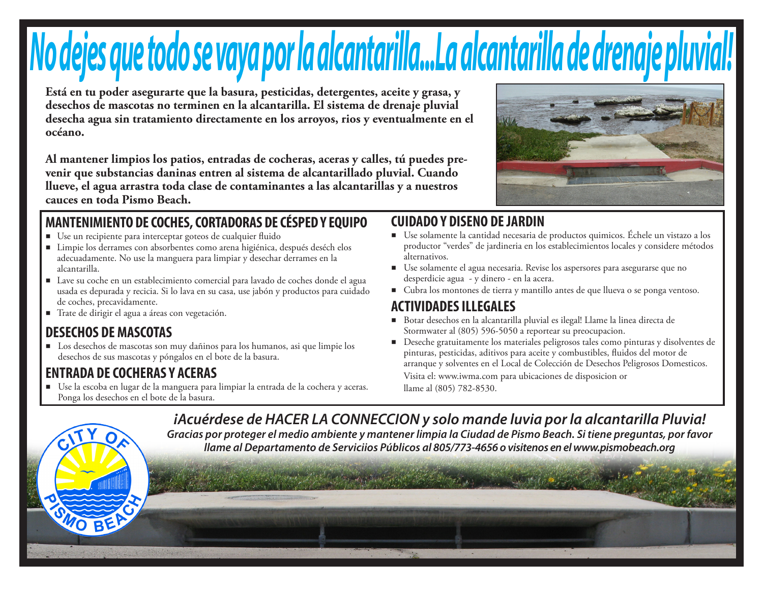# No dejes que todo se vaya por la alcantarilla...La alcantarilla de drenaje pluvial!

**Está en tu poder asegurarte que la basura, pesticidas, detergentes, aceite y grasa, y desechos de mascotas no terminen en la alcantarilla. El sistema de drenaje pluvial desecha agua sin tratamiento directamente en los arroyos, rios y eventualmente en el océano.**

**Al mantener limpios los patios, entradas de cocheras, aceras y calles, tú puedes prevenir que substancias daninas entren al sistema de alcantarillado pluvial. Cuando llueve, el agua arrastra toda clase de contaminantes a las alcantarillas y a nuestros cauces en toda Pismo Beach.**

## MANTENIMIENTO DE COCHES, CORTADORAS DE CÉSPED Y EQUIPO

- Use un recipiente para interceptar goteos de cualquier fluido
- Limpie los derrames con absorbentes como arena higiénica, después deséch elos adecuadamente. No use la manguera para limpiar y desechar derrames en la alcantarilla.
- Lave su coche en un establecimiento comercial para lavado de coches donde el agua usada es depurada y recicia. Si lo lava en su casa, use jabón y productos para cuidado de coches, precavidamente.
- Trate de dirigir el agua a áreas con vegetación.

## DESECHOS DE MASCOTAS

- Los desechos de mascotas son muy dañinos para los humanos, asi que limpie los desechos de sus mascotas y póngalos en el bote de la basura.

## ENTRADA DE COCHERAS Y ACERAS

- Use la escoba en lugar de la manguera para limpiar la entrada de la cochera y aceras. Ponga los desechos en el bote de la basura.

## CUIDADO Y DISENO DE JARDIN

- Use solamente la cantidad necesaria de productos quimicos. Échele un vistazo a los productor "verdes" de jardineria en los establecimientos locales y considere métodos alternativos.
- Use solamente el agua necesaria. Revise los aspersores para asegurarse que no desperdicie agua - y dinero - en la acera.
- Cubra los montones de tierra y mantillo antes de que llueva o se ponga ventoso.

## ACTIVIDADES ILLEGALES

- Botar desechos en la alcantarilla pluvial es ilegal! Llame la linea directa de Stormwater al (805) 596-5050 a reportear su preocupacion.
- Deseche gratuitamente los materiales peligrosos tales como pinturas y disolventes de pinturas, pesticidas, aditivos para aceite y combustibles, fluidos del motor de arranque y solventes en el Local de Colección de Desechos Peligrosos Domesticos.

  Visita el: www.iwma.com para ubicaciones de disposicion or llame al (805) 782-8530.

***¡Acuérdese de HACER LA CONNECCION y solo mande luvia por la alcantarilla Pluvia!***

***Gracias por proteger el medio ambiente y mantener limpia la Ciudad de Pismo Beach. Si tiene preguntas, por favor llame al Departamento de Serviciios Públicos al 805/773-4656 o visitenos en el www.pismobeach.org***

CITY OF PISMO BEACH